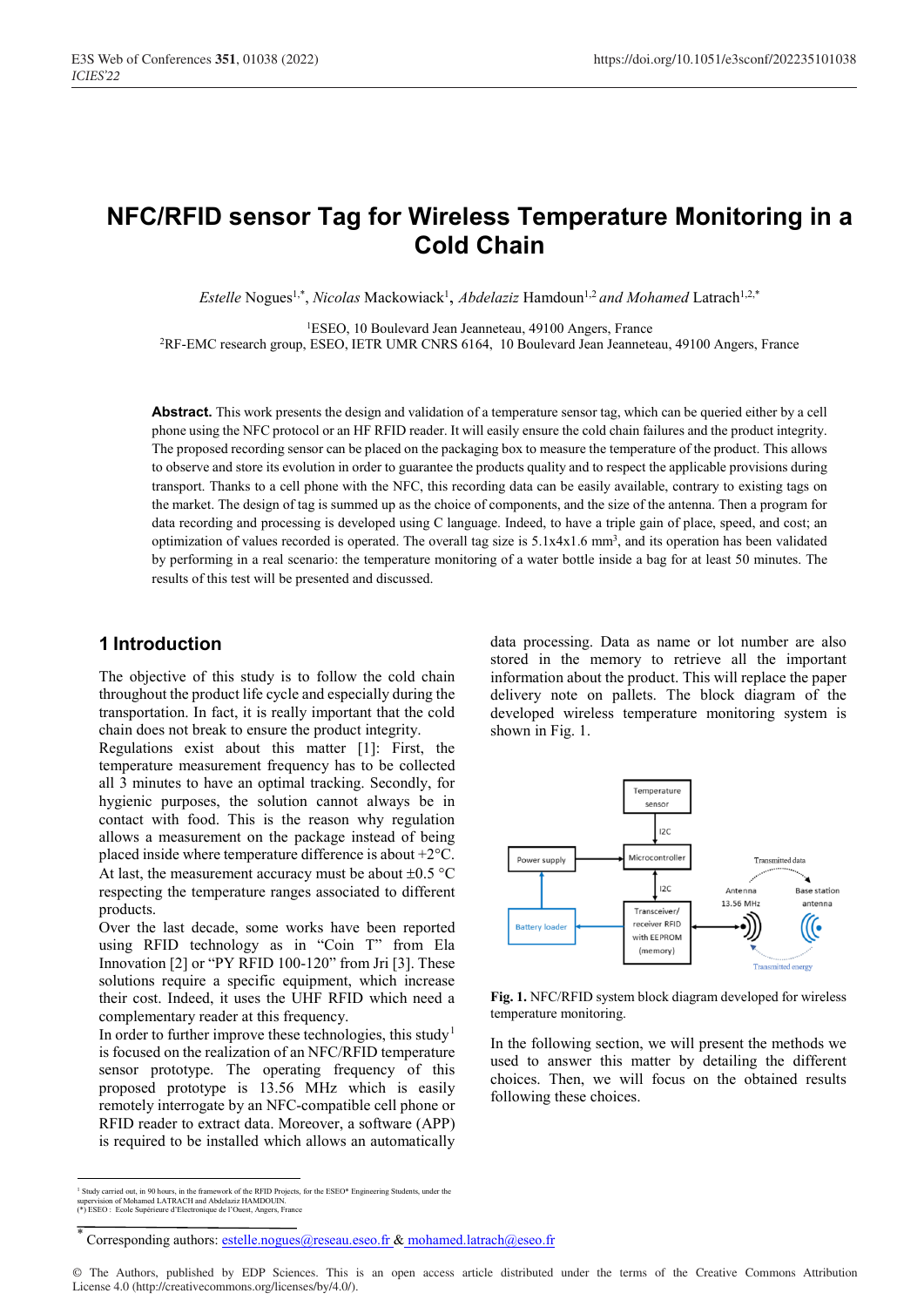# NFC/RFID sensor Tag for Wireless Temperature Monitoring in a Cold Chain

*Estelle* Nogues[1,*], *Nicolas* Mackowiack[1], *Abdelaziz* Hamdoun[1,2] *and Mohamed* Latrach[1,2,*]

[1]ESEO, 10 Boulevard Jean Jeanneteau, 49100 Angers, France
[2]RF-EMC research group, ESEO, IETR UMR CNRS 6164, 10 Boulevard Jean Jeanneteau, 49100 Angers, France

**Abstract.** This work presents the design and validation of a temperature sensor tag, which can be queried either by a cell phone using the NFC protocol or an HF RFID reader. It will easily ensure the cold chain failures and the product integrity. The proposed recording sensor can be placed on the packaging box to measure the temperature of the product. This allows to observe and store its evolution in order to guarantee the products quality and to respect the applicable provisions during transport. Thanks to a cell phone with the NFC, this recording data can be easily available, contrary to existing tags on the market. The design of tag is summed up as the choice of components, and the size of the antenna. Then a program for data recording and processing is developed using C language. Indeed, to have a triple gain of place, speed, and cost; an optimization of values recorded is operated. The overall tag size is 5.1x4x1.6 mm$^3$, and its operation has been validated by performing in a real scenario: the temperature monitoring of a water bottle inside a bag for at least 50 minutes. The results of this test will be presented and discussed.

## 1 Introduction

The objective of this study is to follow the cold chain throughout the product life cycle and especially during the transportation. In fact, it is really important that the cold chain does not break to ensure the product integrity.
Regulations exist about this matter [1]: First, the temperature measurement frequency has to be collected all 3 minutes to have an optimal tracking. Secondly, for hygienic purposes, the solution cannot always be in contact with food. This is the reason why regulation allows a measurement on the package instead of being placed inside where temperature difference is about +2°C. At last, the measurement accuracy must be about ±0.5 °C respecting the temperature ranges associated to different products.
Over the last decade, some works have been reported using RFID technology as in "Coin T" from Ela Innovation [2] or "PY RFID 100-120" from Jri [3]. These solutions require a specific equipment, which increase their cost. Indeed, it uses the UHF RFID which need a complementary reader at this frequency.
In order to further improve these technologies, this study[1] is focused on the realization of an NFC/RFID temperature sensor prototype. The operating frequency of this proposed prototype is 13.56 MHz which is easily remotely interrogate by an NFC-compatible cell phone or RFID reader to extract data. Moreover, a software (APP) is required to be installed which allows an automatically data processing. Data as name or lot number are also stored in the memory to retrieve all the important information about the product. This will replace the paper delivery note on pallets. The block diagram of the developed wireless temperature monitoring system is shown in Fig. 1.

**Fig. 1.** NFC/RFID system block diagram developed for wireless temperature monitoring.

In the following section, we will present the methods we used to answer this matter by detailing the different choices. Then, we will focus on the obtained results following these choices.

[1] Study carried out, in 90 hours, in the framework of the RFID Projects, for the ESEO* Engineering Students, under the supervision of Mohamed LATRACH and Abdelaziz HAMDOUIN.
(*) ESEO : Ecole Supérieure d'Electronique de l'Ouest, Angers, France

* Corresponding authors: estelle.nogues@reseau.eseo.fr & mohamed.latrach@eseo.fr

© The Authors, published by EDP Sciences. This is an open access article distributed under the terms of the Creative Commons Attribution License 4.0 (http://creativecommons.org/licenses/by/4.0/).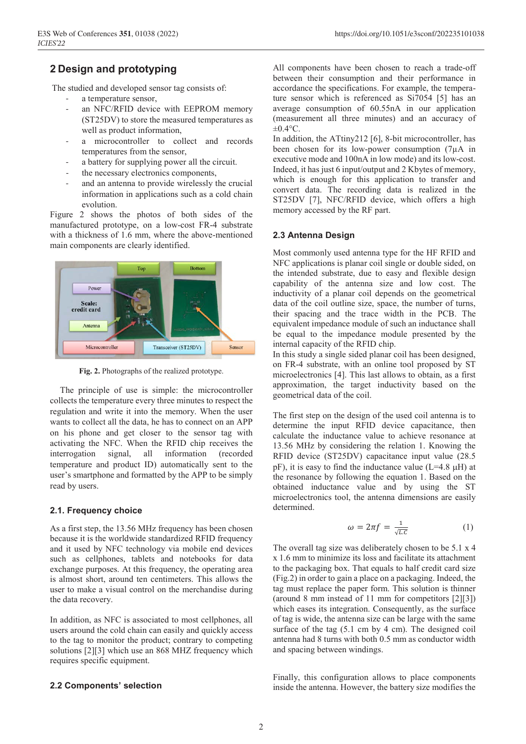## 2 Design and prototyping

The studied and developed sensor tag consists of:

- a temperature sensor,
- an NFC/RFID device with EEPROM memory (ST25DV) to store the measured temperatures as well as product information,
- a microcontroller to collect and records temperatures from the sensor,
- a battery for supplying power all the circuit.
- the necessary electronics components,
- and an antenna to provide wirelessly the crucial information in applications such as a cold chain evolution.

Figure 2 shows the photos of both sides of the manufactured prototype, on a low-cost FR-4 substrate with a thickness of 1.6 mm, where the above-mentioned main components are clearly identified.

**Fig. 2.** Photographs of the realized prototype.

The principle of use is simple: the microcontroller collects the temperature every three minutes to respect the regulation and write it into the memory. When the user wants to collect all the data, he has to connect on an APP on his phone and get closer to the sensor tag with activating the NFC. When the RFID chip receives the interrogation signal, all information (recorded temperature and product ID) automatically sent to the user's smartphone and formatted by the APP to be simply read by users.

### 2.1. Frequency choice

As a first step, the 13.56 MHz frequency has been chosen because it is the worldwide standardized RFID frequency and it used by NFC technology via mobile end devices such as cellphones, tablets and notebooks for data exchange purposes. At this frequency, the operating area is almost short, around ten centimeters. This allows the user to make a visual control on the merchandise during the data recovery.

In addition, as NFC is associated to most cellphones, all users around the cold chain can easily and quickly access to the tag to monitor the product; contrary to competing solutions [2][3] which use an 868 MHZ frequency which requires specific equipment.

### 2.2 Components' selection

All components have been chosen to reach a trade-off between their consumption and their performance in accordance the specifications. For example, the temperature sensor which is referenced as Si7054 [5] has an average consumption of 60.55nA in our application (measurement all three minutes) and an accuracy of ±0.4°C.

In addition, the ATtiny212 [6], 8-bit microcontroller, has been chosen for its low-power consumption (7µA in executive mode and 100nA in low mode) and its low-cost. Indeed, it has just 6 input/output and 2 Kbytes of memory, which is enough for this application to transfer and convert data. The recording data is realized in the ST25DV [7], NFC/RFID device, which offers a high memory accessed by the RF part.

### 2.3 Antenna Design

Most commonly used antenna type for the HF RFID and NFC applications is planar coil single or double sided, on the intended substrate, due to easy and flexible design capability of the antenna size and low cost. The inductivity of a planar coil depends on the geometrical data of the coil outline size, space, the number of turns, their spacing and the trace width in the PCB. The equivalent impedance module of such an inductance shall be equal to the impedance module presented by the internal capacity of the RFID chip.

In this study a single sided planar coil has been designed, on FR-4 substrate, with an online tool proposed by ST microelectronics [4]. This last allows to obtain, as a first approximation, the target inductivity based on the geometrical data of the coil.

The first step on the design of the used coil antenna is to determine the input RFID device capacitance, then calculate the inductance value to achieve resonance at 13.56 MHz by considering the relation 1. Knowing the RFID device (ST25DV) capacitance input value (28.5 pF), it is easy to find the inductance value (L=4.8 µH) at the resonance by following the equation 1. Based on the obtained inductance value and by using the ST microelectronics tool, the antenna dimensions are easily determined.

$$\omega = 2\pi f = \frac{1}{\sqrt{L.C}} \tag{1}$$

The overall tag size was deliberately chosen to be 5.1 x 4 x 1.6 mm to minimize its loss and facilitate its attachment to the packaging box. That equals to half credit card size (Fig.2) in order to gain a place on a packaging. Indeed, the tag must replace the paper form. This solution is thinner (around 8 mm instead of 11 mm for competitors [2][3]) which eases its integration. Consequently, as the surface of tag is wide, the antenna size can be large with the same surface of the tag (5.1 cm by 4 cm). The designed coil antenna had 8 turns with both 0.5 mm as conductor width and spacing between windings.

Finally, this configuration allows to place components inside the antenna. However, the battery size modifies the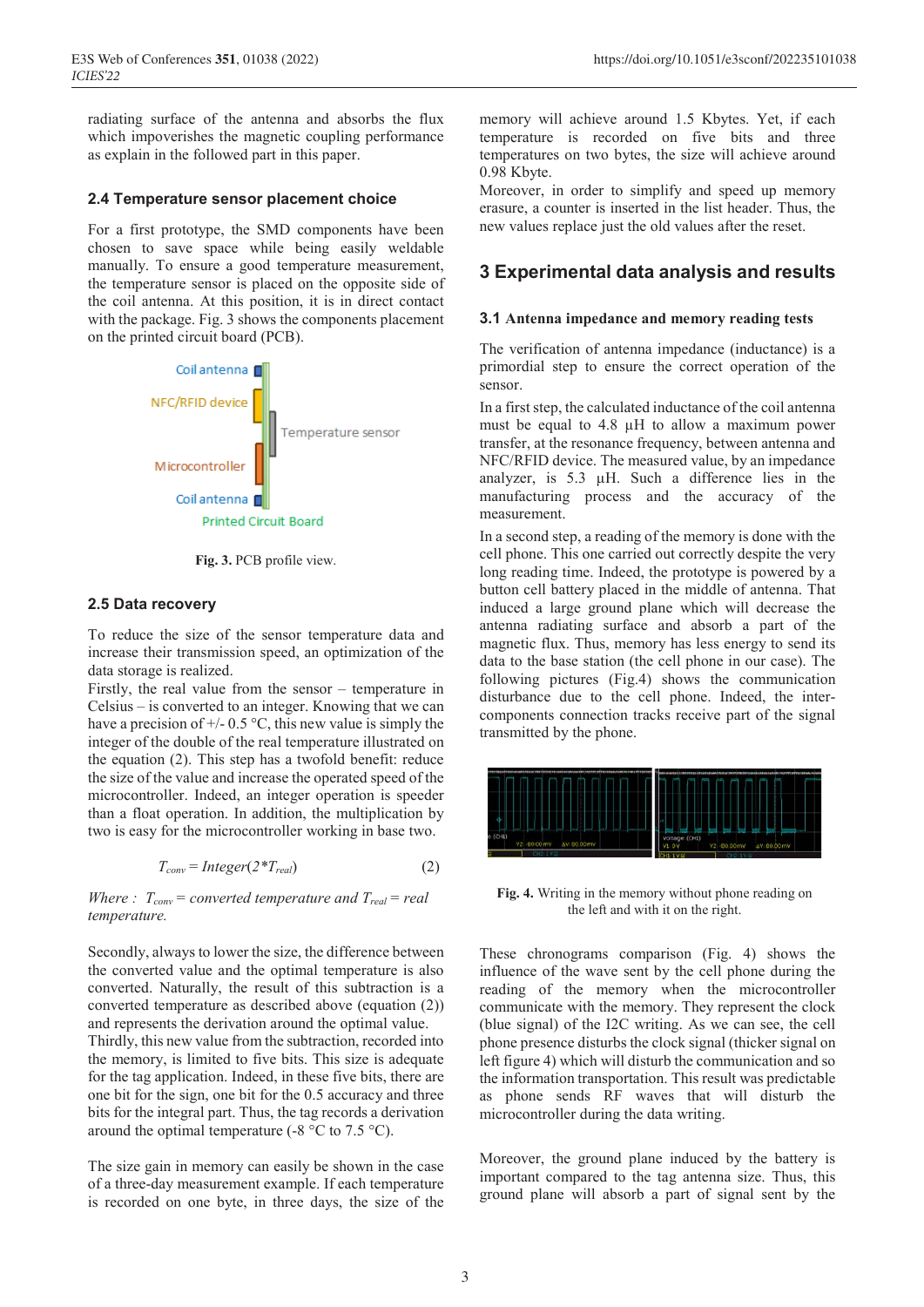radiating surface of the antenna and absorbs the flux which impoverishes the magnetic coupling performance as explain in the followed part in this paper.

### 2.4 Temperature sensor placement choice

For a first prototype, the SMD components have been chosen to save space while being easily weldable manually. To ensure a good temperature measurement, the temperature sensor is placed on the opposite side of the coil antenna. At this position, it is in direct contact with the package. Fig. 3 shows the components placement on the printed circuit board (PCB).

**Fig. 3.** PCB profile view.

### 2.5 Data recovery

To reduce the size of the sensor temperature data and increase their transmission speed, an optimization of the data storage is realized.

Firstly, the real value from the sensor – temperature in Celsius – is converted to an integer. Knowing that we can have a precision of +/- 0.5 °C, this new value is simply the integer of the double of the real temperature illustrated on the equation (2). This step has a twofold benefit: reduce the size of the value and increase the operated speed of the microcontroller. Indeed, an integer operation is speeder than a float operation. In addition, the multiplication by two is easy for the microcontroller working in base two.

$$T_{conv} = Integer(2 * T_{real}) \quad (2)$$

*Where :* $T_{conv}$ *= converted temperature and* $T_{real}$ *= real temperature.*

Secondly, always to lower the size, the difference between the converted value and the optimal temperature is also converted. Naturally, the result of this subtraction is a converted temperature as described above (equation (2)) and represents the derivation around the optimal value.

Thirdly, this new value from the subtraction, recorded into the memory, is limited to five bits. This size is adequate for the tag application. Indeed, in these five bits, there are one bit for the sign, one bit for the 0.5 accuracy and three bits for the integral part. Thus, the tag records a derivation around the optimal temperature (-8 °C to 7.5 °C).

The size gain in memory can easily be shown in the case of a three-day measurement example. If each temperature is recorded on one byte, in three days, the size of the memory will achieve around 1.5 Kbytes. Yet, if each temperature is recorded on five bits and three temperatures on two bytes, the size will achieve around 0.98 Kbyte.

Moreover, in order to simplify and speed up memory erasure, a counter is inserted in the list header. Thus, the new values replace just the old values after the reset.

## 3 Experimental data analysis and results

### 3.1 Antenna impedance and memory reading tests

The verification of antenna impedance (inductance) is a primordial step to ensure the correct operation of the sensor.

In a first step, the calculated inductance of the coil antenna must be equal to 4.8 µH to allow a maximum power transfer, at the resonance frequency, between antenna and NFC/RFID device. The measured value, by an impedance analyzer, is 5.3 µH. Such a difference lies in the manufacturing process and the accuracy of the measurement.

In a second step, a reading of the memory is done with the cell phone. This one carried out correctly despite the very long reading time. Indeed, the prototype is powered by a button cell battery placed in the middle of antenna. That induced a large ground plane which will decrease the antenna radiating surface and absorb a part of the magnetic flux. Thus, memory has less energy to send its data to the base station (the cell phone in our case). The following pictures (Fig.4) shows the communication disturbance due to the cell phone. Indeed, the inter-components connection tracks receive part of the signal transmitted by the phone.

**Fig. 4.** Writing in the memory without phone reading on the left and with it on the right.

These chronograms comparison (Fig. 4) shows the influence of the wave sent by the cell phone during the reading of the memory when the microcontroller communicate with the memory. They represent the clock (blue signal) of the I2C writing. As we can see, the cell phone presence disturbs the clock signal (thicker signal on left figure 4) which will disturb the communication and so the information transportation. This result was predictable as phone sends RF waves that will disturb the microcontroller during the data writing.

Moreover, the ground plane induced by the battery is important compared to the tag antenna size. Thus, this ground plane will absorb a part of signal sent by the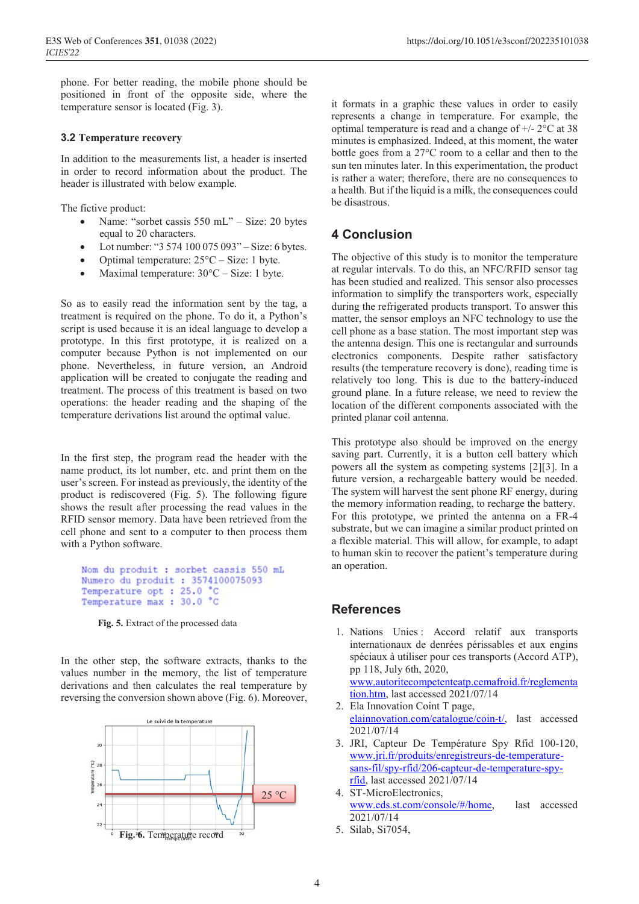phone. For better reading, the mobile phone should be positioned in front of the opposite side, where the temperature sensor is located (Fig. 3).

### 3.2 Temperature recovery

In addition to the measurements list, a header is inserted in order to record information about the product. The header is illustrated with below example.

The fictive product:

- Name: "sorbet cassis 550 mL" – Size: 20 bytes equal to 20 characters.
- Lot number: "3 574 100 075 093" – Size: 6 bytes.
- Optimal temperature: 25°C – Size: 1 byte.
- Maximal temperature: 30°C – Size: 1 byte.

So as to easily read the information sent by the tag, a treatment is required on the phone. To do it, a Python's script is used because it is an ideal language to develop a prototype. In this first prototype, it is realized on a computer because Python is not implemented on our phone. Nevertheless, in future version, an Android application will be created to conjugate the reading and treatment. The process of this treatment is based on two operations: the header reading and the shaping of the temperature derivations list around the optimal value.

In the first step, the program read the header with the name product, its lot number, etc. and print them on the user's screen. For instead as previously, the identity of the product is rediscovered (Fig. 5). The following figure shows the result after processing the read values in the RFID sensor memory. Data have been retrieved from the cell phone and sent to a computer to then process them with a Python software.

```
Nom du produit : sorbet cassis 550 mL
Numero du produit : 3574100075093
Temperature opt : 25.0 °C
Temperature max : 30.0 °C
```

**Fig. 5.** Extract of the processed data

In the other step, the software extracts, thanks to the values number in the memory, the list of temperature derivations and then calculates the real temperature by reversing the conversion shown above (Fig. 6). Moreover, it formats in a graphic these values in order to easily represents a change in temperature. For example, the optimal temperature is read and a change of +/- 2°C at 38 minutes is emphasized. Indeed, at this moment, the water bottle goes from a 27°C room to a cellar and then to the sun ten minutes later. In this experimentation, the product is rather a water; therefore, there are no consequences to a health. But if the liquid is a milk, the consequences could be disastrous.

**Fig. 6.** Temperature record

## 4 Conclusion

The objective of this study is to monitor the temperature at regular intervals. To do this, an NFC/RFID sensor tag has been studied and realized. This sensor also processes information to simplify the transporters work, especially during the refrigerated products transport. To answer this matter, the sensor employs an NFC technology to use the cell phone as a base station. The most important step was the antenna design. This one is rectangular and surrounds electronics components. Despite rather satisfactory results (the temperature recovery is done), reading time is relatively too long. This is due to the battery-induced ground plane. In a future release, we need to review the location of the different components associated with the printed planar coil antenna.

This prototype also should be improved on the energy saving part. Currently, it is a button cell battery which powers all the system as competing systems [2][3]. In a future version, a rechargeable battery would be needed. The system will harvest the sent phone RF energy, during the memory information reading, to recharge the battery. For this prototype, we printed the antenna on a FR-4 substrate, but we can imagine a similar product printed on a flexible material. This will allow, for example, to adapt to human skin to recover the patient's temperature during an operation.

## References

1. Nations Unies : Accord relatif aux transports internationaux de denrées périssables et aux engins spéciaux à utiliser pour ces transports (Accord ATP), pp 118, July 6th, 2020, www.autoritecompetenteatp.cemafroid.fr/reglementation.htm, last accessed 2021/07/14
2. Ela Innovation Coint T page, elainnovation.com/catalogue/coin-t/, last accessed 2021/07/14
3. JRI, Capteur De Température Spy Rfid 100-120, www.jri.fr/produits/enregistreurs-de-temperature-sans-fil/spy-rfid/206-capteur-de-temperature-spy-rfid, last accessed 2021/07/14
4. ST-MicroElectronics, www.eds.st.com/console/#/home, last accessed 2021/07/14
5. Silab, Si7054,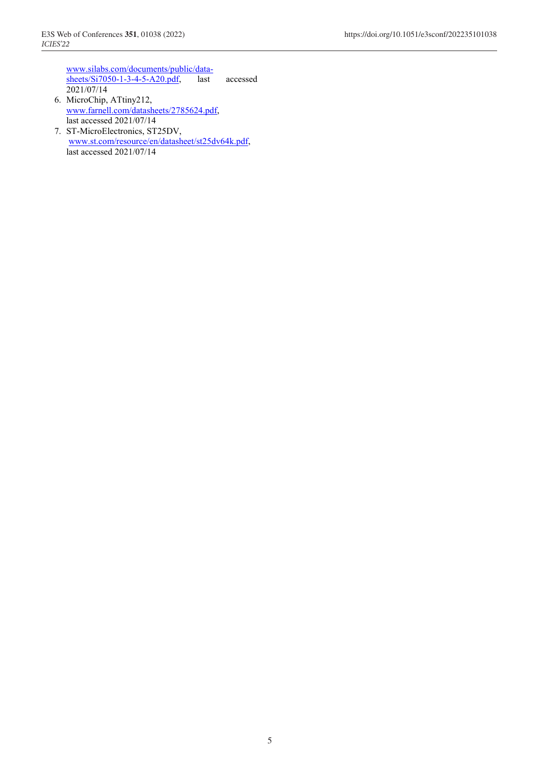www.silabs.com/documents/public/data-sheets/Si7050-1-3-4-5-A20.pdf, last accessed 2021/07/14

6. MicroChip, ATtiny212, www.farnell.com/datasheets/2785624.pdf, last accessed 2021/07/14
7. ST-MicroElectronics, ST25DV, www.st.com/resource/en/datasheet/st25dv64k.pdf, last accessed 2021/07/14